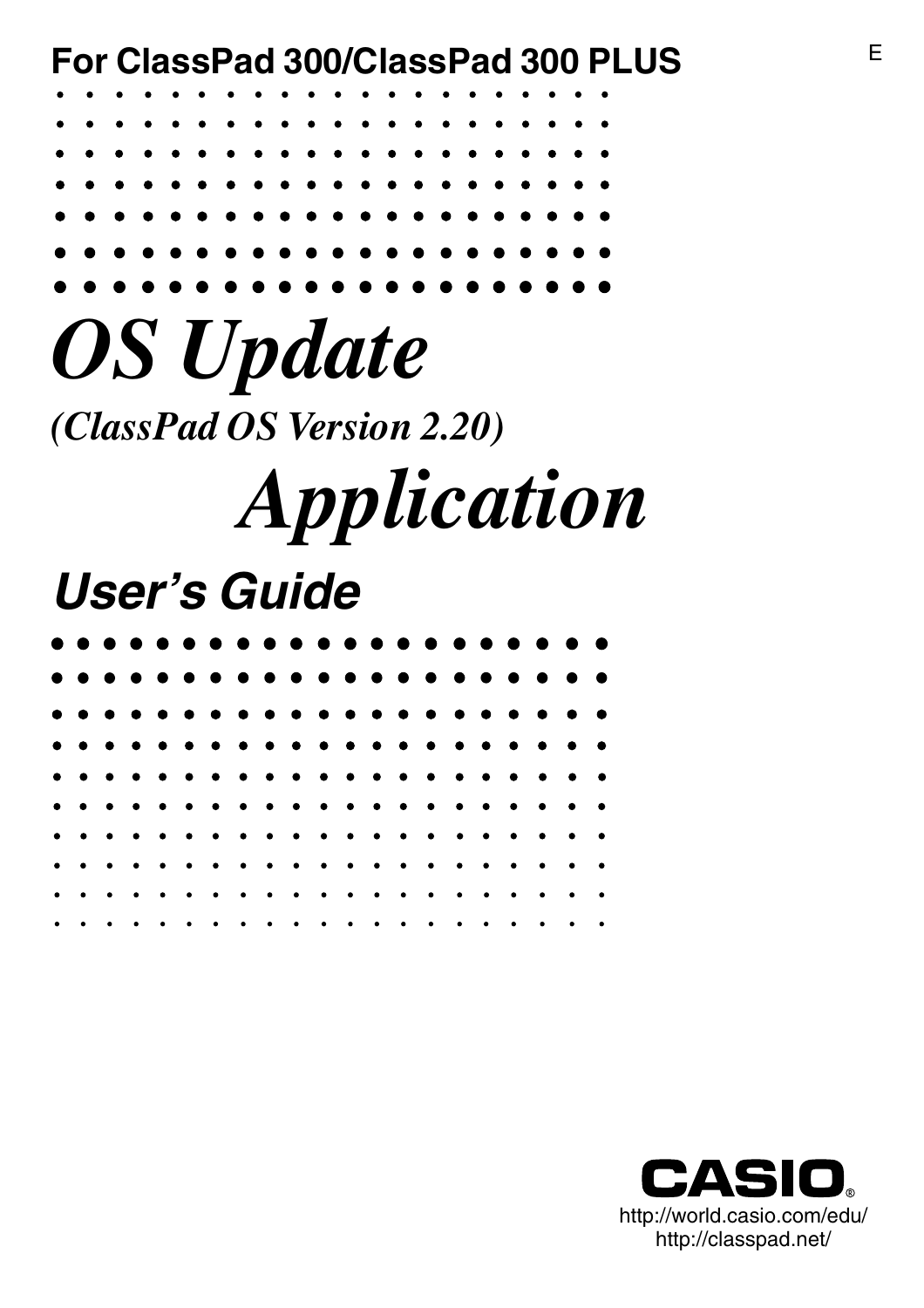**For ClassPad 300/ClassPad 300 PLUS**

E

# *OS Update*

*(ClassPad OS Version 2.20)*

# *Application*

## *User's Guide*

CASIO®

http://world.casio.com/edu/

http://classpad.net/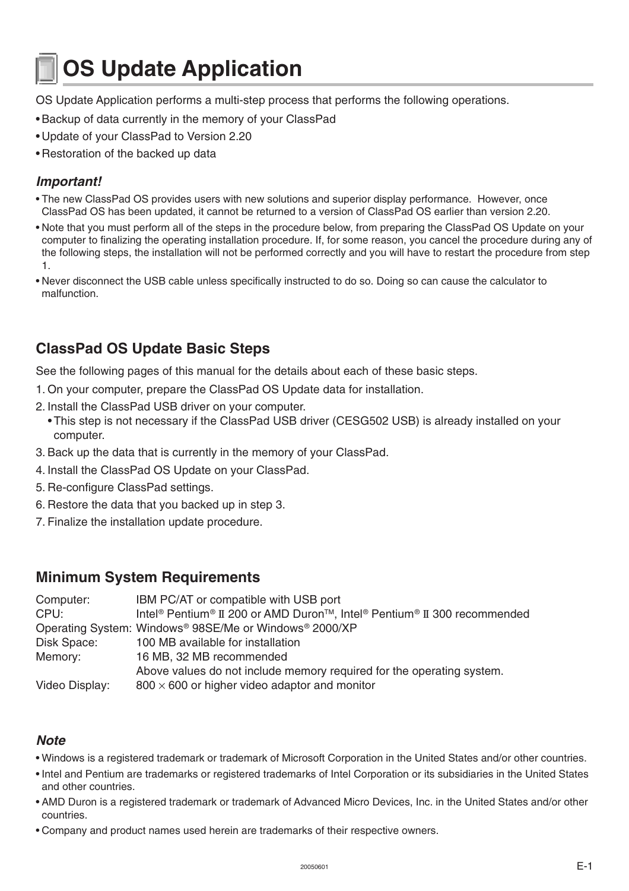# OS Update Application

OS Update Application performs a multi-step process that performs the following operations.

- Backup of data currently in the memory of your ClassPad
- Update of your ClassPad to Version 2.20
- Restoration of the backed up data

### *Important!*

- The new ClassPad OS provides users with new solutions and superior display performance. However, once ClassPad OS has been updated, it cannot be returned to a version of ClassPad OS earlier than version 2.20.
- Note that you must perform all of the steps in the procedure below, from preparing the ClassPad OS Update on your computer to finalizing the operating installation procedure. If, for some reason, you cancel the procedure during any of the following steps, the installation will not be performed correctly and you will have to restart the procedure from step 1.
- Never disconnect the USB cable unless specifically instructed to do so. Doing so can cause the calculator to malfunction.

## ClassPad OS Update Basic Steps

See the following pages of this manual for the details about each of these basic steps.

1. On your computer, prepare the ClassPad OS Update data for installation.
2. Install the ClassPad USB driver on your computer.
   - This step is not necessary if the ClassPad USB driver (CESG502 USB) is already installed on your computer.
3. Back up the data that is currently in the memory of your ClassPad.
4. Install the ClassPad OS Update on your ClassPad.
5. Re-configure ClassPad settings.
6. Restore the data that you backed up in step 3.
7. Finalize the installation update procedure.

## Minimum System Requirements

| | |
|---|---|
| Computer: | IBM PC/AT or compatible with USB port |
| CPU: | Intel® Pentium® II 200 or AMD Duron™, Intel® Pentium® II 300 recommended |
| Operating System: | Windows® 98SE/Me or Windows® 2000/XP |
| Disk Space: | 100 MB available for installation |
| Memory: | 16 MB, 32 MB recommended<br>Above values do not include memory required for the operating system. |
| Video Display: | 800 × 600 or higher video adaptor and monitor |

### *Note*

- Windows is a registered trademark or trademark of Microsoft Corporation in the United States and/or other countries.
- Intel and Pentium are trademarks or registered trademarks of Intel Corporation or its subsidiaries in the United States and other countries.
- AMD Duron is a registered trademark or trademark of Advanced Micro Devices, Inc. in the United States and/or other countries.
- Company and product names used herein are trademarks of their respective owners.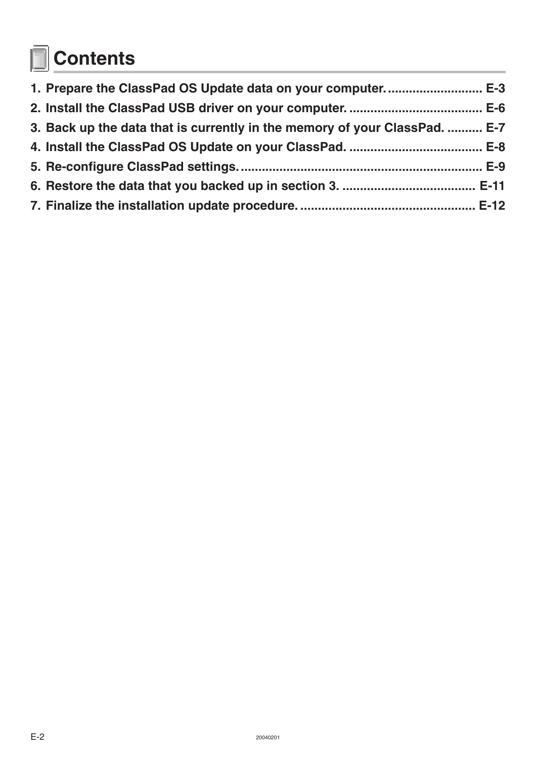# Contents

1. Prepare the ClassPad OS Update data on your computer. .......................... E-3
2. Install the ClassPad USB driver on your computer. ..................................... E-6
3. Back up the data that is currently in the memory of your ClassPad. .......... E-7
4. Install the ClassPad OS Update on your ClassPad. ..................................... E-8
5. Re-configure ClassPad settings. .................................................................... E-9
6. Restore the data that you backed up in section 3. ..................................... E-11
7. Finalize the installation update procedure. ................................................. E-12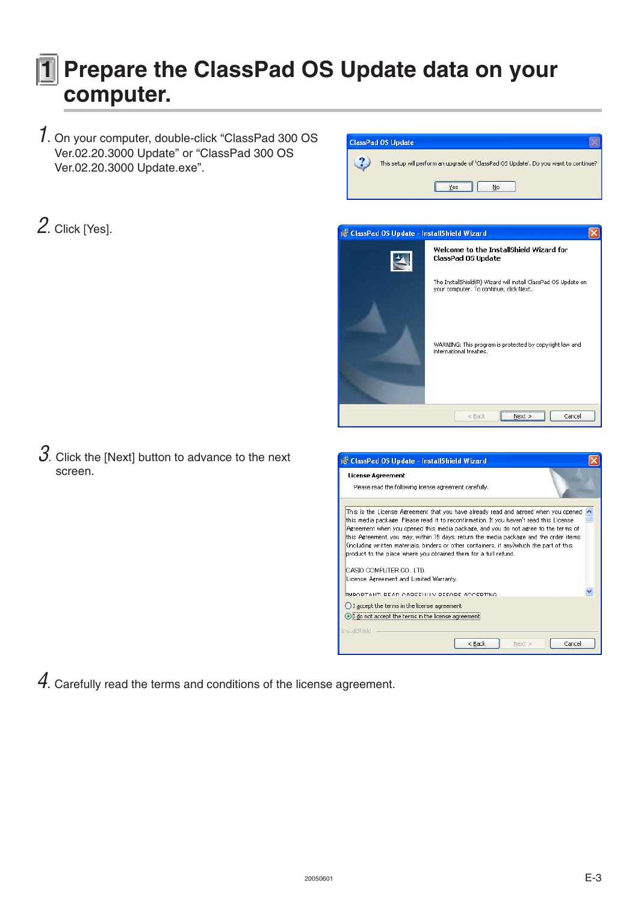# 1 Prepare the ClassPad OS Update data on your computer.

1. On your computer, double-click “ClassPad 300 OS Ver.02.20.3000 Update” or “ClassPad 300 OS Ver.02.20.3000 Update.exe”.

2. Click [Yes].

3. Click the [Next] button to advance to the next screen.

4. Carefully read the terms and conditions of the license agreement.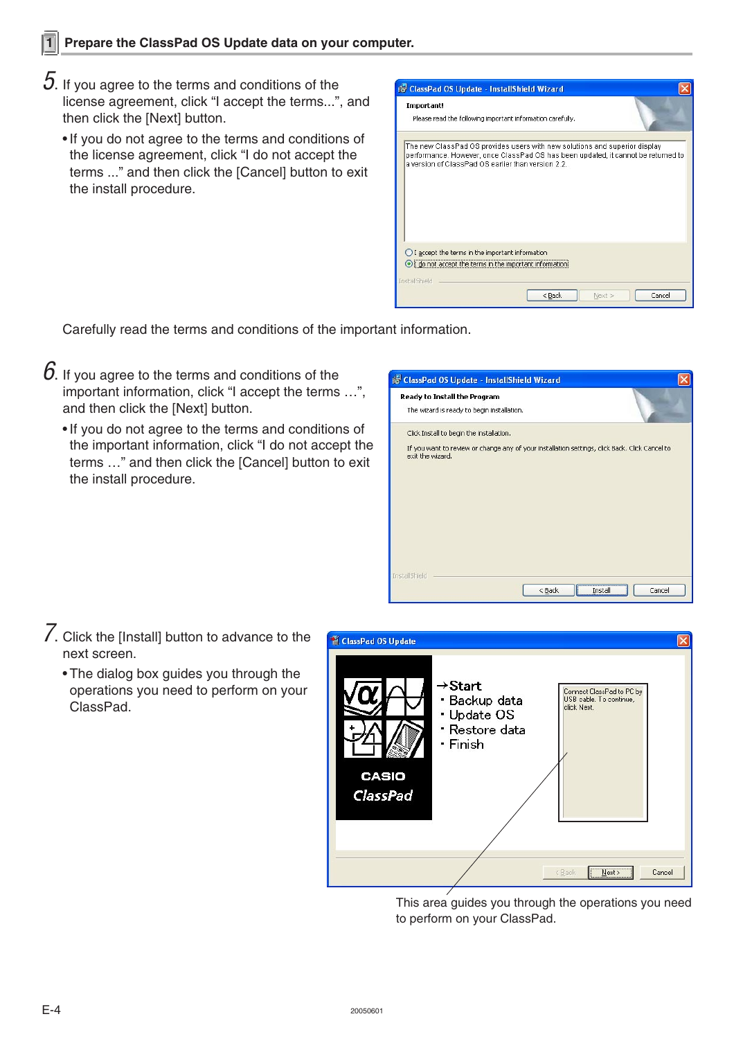## 1 Prepare the ClassPad OS Update data on your computer.

5. If you agree to the terms and conditions of the license agreement, click “I accept the terms...”, and then click the [Next] button.

- If you do not agree to the terms and conditions of the license agreement, click “I do not accept the terms ...” and then click the [Cancel] button to exit the install procedure.

Carefully read the terms and conditions of the important information.

6. If you agree to the terms and conditions of the important information, click “I accept the terms …”, and then click the [Next] button.

- If you do not agree to the terms and conditions of the important information, click “I do not accept the terms …” and then click the [Cancel] button to exit the install procedure.

7. Click the [Install] button to advance to the next screen.

- The dialog box guides you through the operations you need to perform on your ClassPad.

This area guides you through the operations you need to perform on your ClassPad.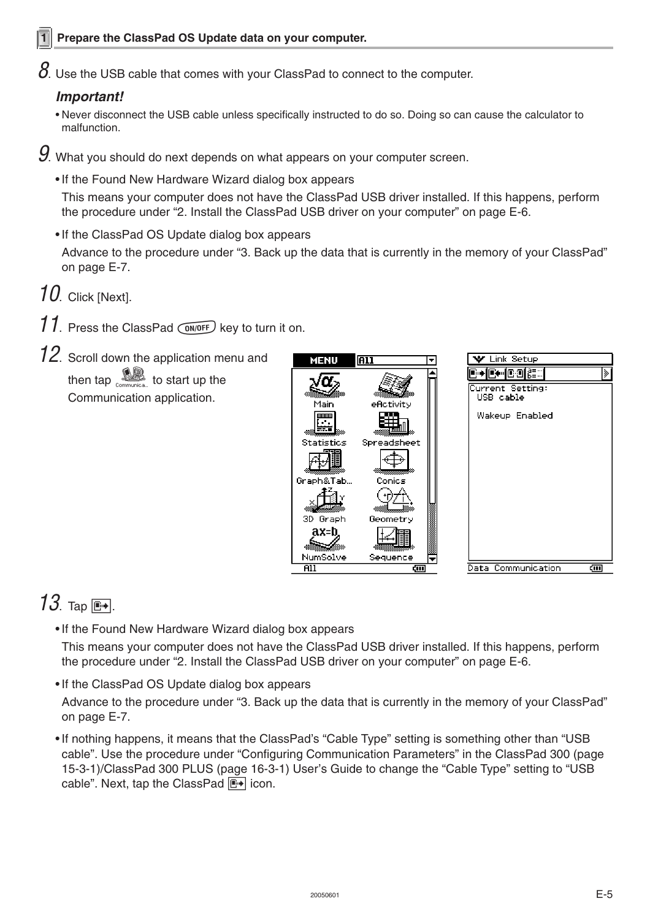## 1 Prepare the ClassPad OS Update data on your computer.

8. Use the USB cable that comes with your ClassPad to connect to the computer.

***Important!***

- Never disconnect the USB cable unless specifically instructed to do so. Doing so can cause the calculator to malfunction.

9. What you should do next depends on what appears on your computer screen.

- If the Found New Hardware Wizard dialog box appears

  This means your computer does not have the ClassPad USB driver installed. If this happens, perform the procedure under "2. Install the ClassPad USB driver on your computer" on page E-6.

- If the ClassPad OS Update dialog box appears

  Advance to the procedure under "3. Back up the data that is currently in the memory of your ClassPad" on page E-7.

10. Click [Next].

11. Press the ClassPad ON/OFF key to turn it on.

12. Scroll down the application menu and then tap Communication to start up the Communication application.

13. Tap the send icon.

- If the Found New Hardware Wizard dialog box appears

  This means your computer does not have the ClassPad USB driver installed. If this happens, perform the procedure under "2. Install the ClassPad USB driver on your computer" on page E-6.

- If the ClassPad OS Update dialog box appears

  Advance to the procedure under "3. Back up the data that is currently in the memory of your ClassPad" on page E-7.

- If nothing happens, it means that the ClassPad's "Cable Type" setting is something other than "USB cable". Use the procedure under "Configuring Communication Parameters" in the ClassPad 300 (page 15-3-1)/ClassPad 300 PLUS (page 16-3-1) User's Guide to change the "Cable Type" setting to "USB cable". Next, tap the ClassPad send icon.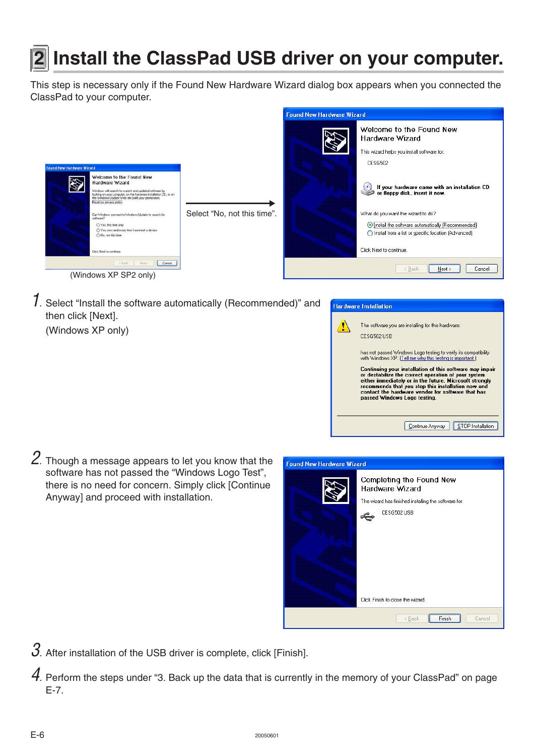# 2 Install the ClassPad USB driver on your computer.

This step is necessary only if the Found New Hardware Wizard dialog box appears when you connected the ClassPad to your computer.

Select “No, not this time”.

(Windows XP SP2 only)

1. Select “Install the software automatically (Recommended)” and then click [Next].
   (Windows XP only)

2. Though a message appears to let you know that the software has not passed the “Windows Logo Test”, there is no need for concern. Simply click [Continue Anyway] and proceed with installation.

3. After installation of the USB driver is complete, click [Finish].

4. Perform the steps under “3. Back up the data that is currently in the memory of your ClassPad” on page E-7.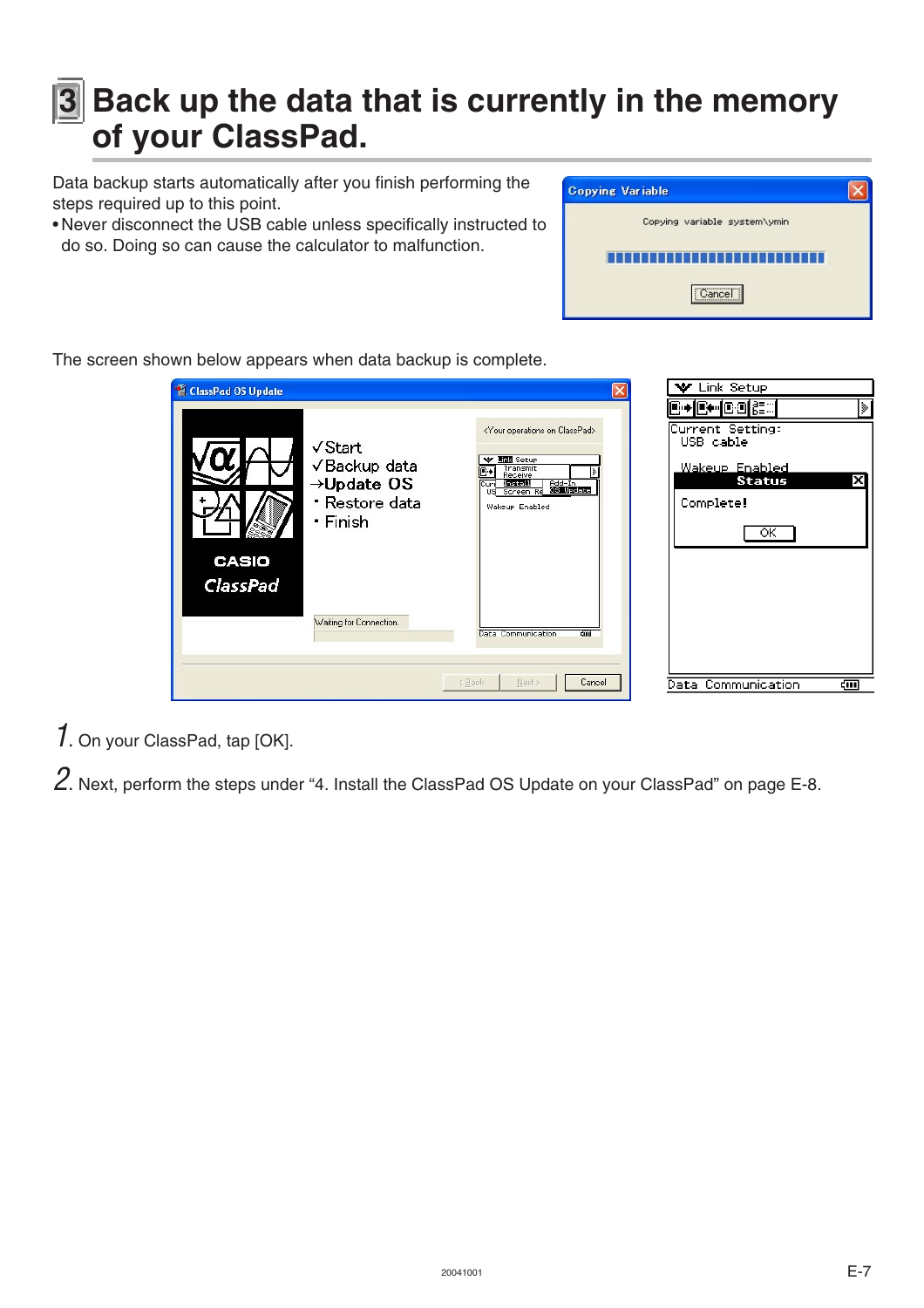# 3 Back up the data that is currently in the memory of your ClassPad.

Data backup starts automatically after you finish performing the steps required up to this point.

- Never disconnect the USB cable unless specifically instructed to do so. Doing so can cause the calculator to malfunction.

The screen shown below appears when data backup is complete.

1. On your ClassPad, tap [OK].

2. Next, perform the steps under “4. Install the ClassPad OS Update on your ClassPad” on page E-8.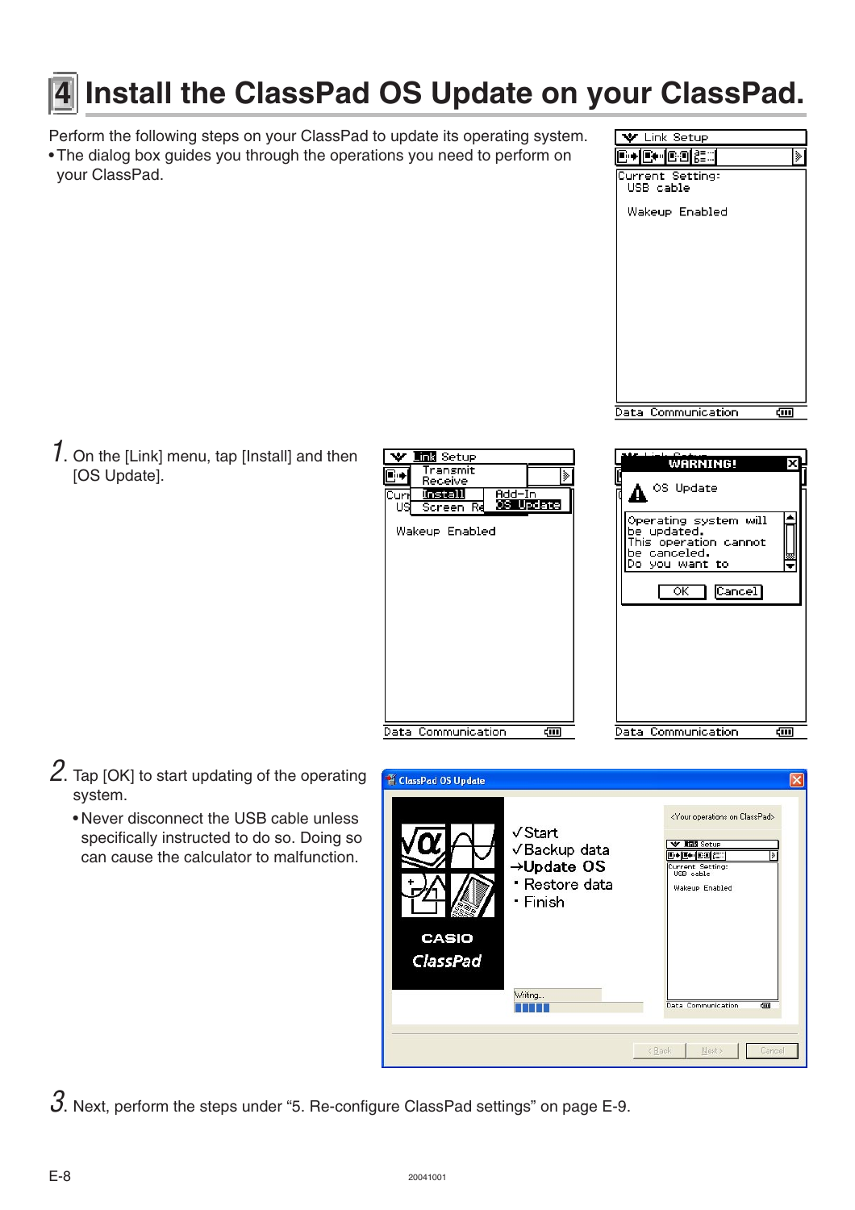# 4 Install the ClassPad OS Update on your ClassPad.

Perform the following steps on your ClassPad to update its operating system.

- The dialog box guides you through the operations you need to perform on your ClassPad.

1. On the [Link] menu, tap [Install] and then [OS Update].

2. Tap [OK] to start updating of the operating system.
   - Never disconnect the USB cable unless specifically instructed to do so. Doing so can cause the calculator to malfunction.

3. Next, perform the steps under “5. Re-configure ClassPad settings” on page E-9.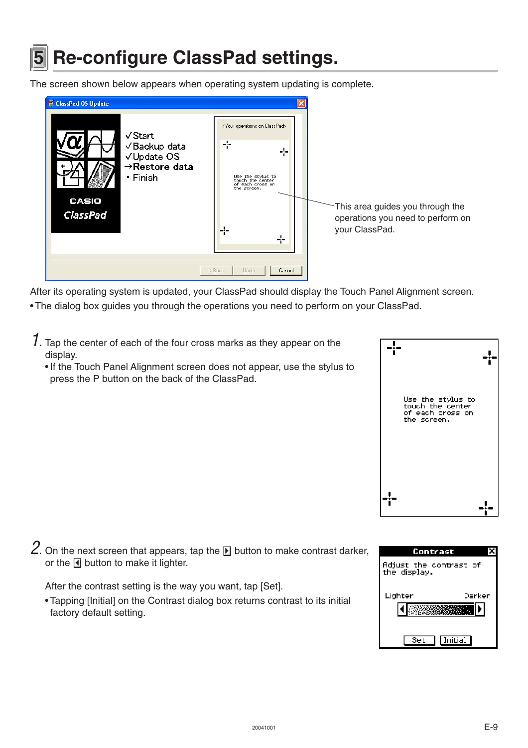# 5 Re-configure ClassPad settings.

The screen shown below appears when operating system updating is complete.

This area guides you through the operations you need to perform on your ClassPad.

After its operating system is updated, your ClassPad should display the Touch Panel Alignment screen.

- The dialog box guides you through the operations you need to perform on your ClassPad.

1. Tap the center of each of the four cross marks as they appear on the display.
   - If the Touch Panel Alignment screen does not appear, use the stylus to press the P button on the back of the ClassPad.

2. On the next screen that appears, tap the ▶ button to make contrast darker, or the ◀ button to make it lighter.

   After the contrast setting is the way you want, tap [Set].

   - Tapping [Initial] on the Contrast dialog box returns contrast to its initial factory default setting.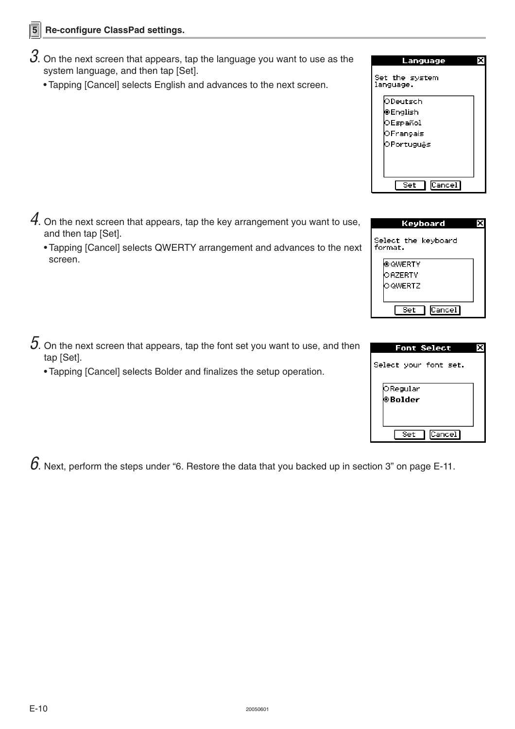## 5 Re-configure ClassPad settings.

3. On the next screen that appears, tap the language you want to use as the system language, and then tap [Set].
   - Tapping [Cancel] selects English and advances to the next screen.

4. On the next screen that appears, tap the key arrangement you want to use, and then tap [Set].
   - Tapping [Cancel] selects QWERTY arrangement and advances to the next screen.

5. On the next screen that appears, tap the font set you want to use, and then tap [Set].
   - Tapping [Cancel] selects Bolder and finalizes the setup operation.

6. Next, perform the steps under "6. Restore the data that you backed up in section 3" on page E-11.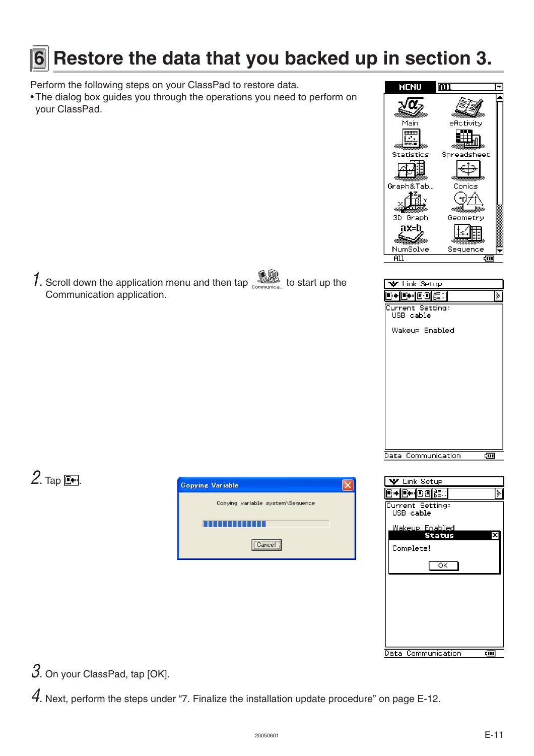# 6 Restore the data that you backed up in section 3.

Perform the following steps on your ClassPad to restore data.

• The dialog box guides you through the operations you need to perform on your ClassPad.

1. Scroll down the application menu and then tap [Communication] to start up the Communication application.

2. Tap [icon].

3. On your ClassPad, tap [OK].

4. Next, perform the steps under "7. Finalize the installation update procedure" on page E-12.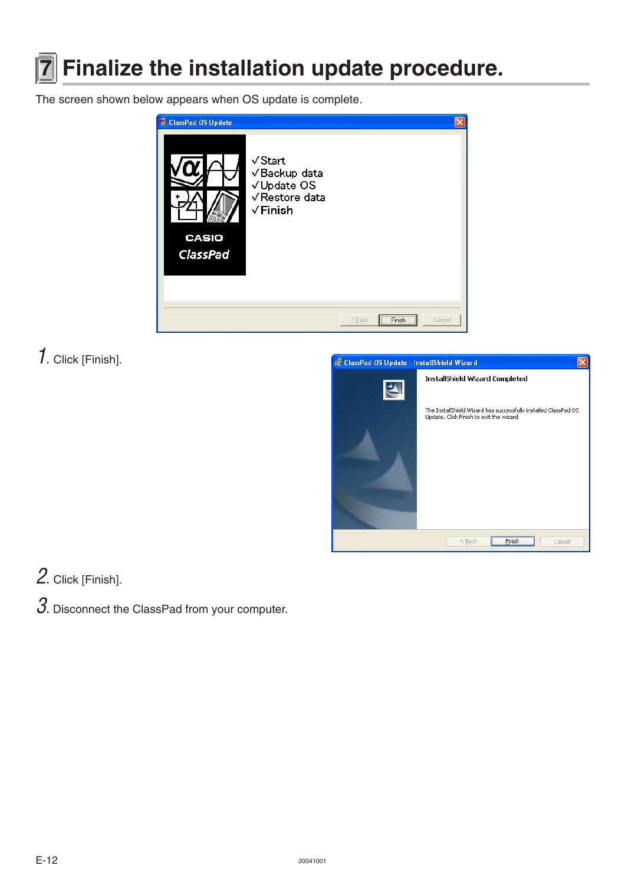# 7 Finalize the installation update procedure.

The screen shown below appears when OS update is complete.

1. Click [Finish].

2. Click [Finish].

3. Disconnect the ClassPad from your computer.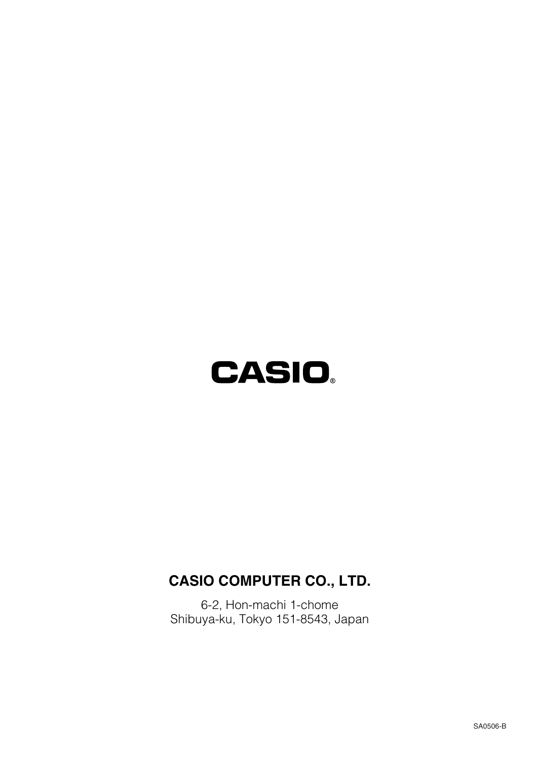CASIO®

**CASIO COMPUTER CO., LTD.**

6-2, Hon-machi 1-chome
Shibuya-ku, Tokyo 151-8543, Japan

SA0506-B